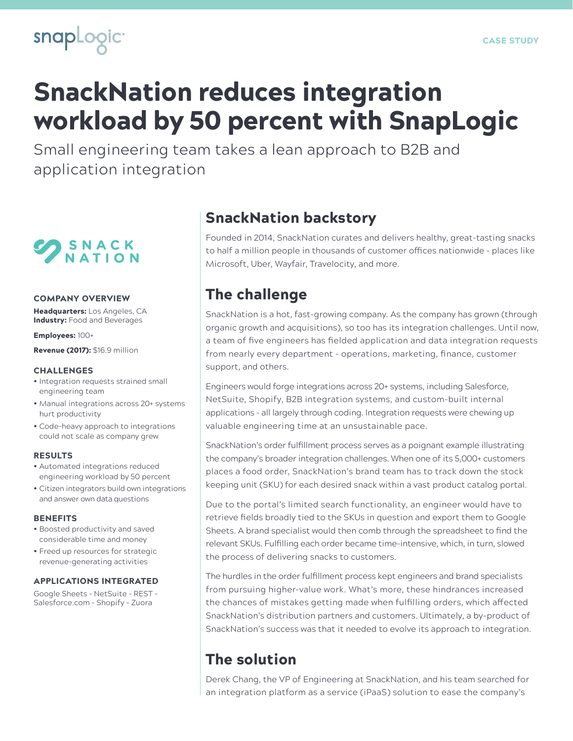snapLogic

CASE STUDY

# SnackNation reduces integration workload by 50 percent with SnapLogic

Small engineering team takes a lean approach to B2B and application integration

SNACK NATION

### COMPANY OVERVIEW

**Headquarters:** Los Angeles, CA
**Industry:** Food and Beverages

**Employees:** 100+

**Revenue (2017):** $16.9 million

### CHALLENGES

- Integration requests strained small engineering team
- Manual integrations across 20+ systems hurt productivity
- Code-heavy approach to integrations could not scale as company grew

### RESULTS

- Automated integrations reduced engineering workload by 50 percent
- Citizen integrators build own integrations and answer own data questions

### BENEFITS

- Boosted productivity and saved considerable time and money
- Freed up resources for strategic revenue-generating activities

### APPLICATIONS INTEGRATED

Google Sheets - NetSuite - REST - Salesforce.com - Shopify - Zuora

## SnackNation backstory

Founded in 2014, SnackNation curates and delivers healthy, great-tasting snacks to half a million people in thousands of customer offices nationwide - places like Microsoft, Uber, Wayfair, Travelocity, and more.

## The challenge

SnackNation is a hot, fast-growing company. As the company has grown (through organic growth and acquisitions), so too has its integration challenges. Until now, a team of five engineers has fielded application and data integration requests from nearly every department - operations, marketing, finance, customer support, and others.

Engineers would forge integrations across 20+ systems, including Salesforce, NetSuite, Shopify, B2B integration systems, and custom-built internal applications - all largely through coding. Integration requests were chewing up valuable engineering time at an unsustainable pace.

SnackNation's order fulfillment process serves as a poignant example illustrating the company's broader integration challenges. When one of its 5,000+ customers places a food order, SnackNation's brand team has to track down the stock keeping unit (SKU) for each desired snack within a vast product catalog portal.

Due to the portal's limited search functionality, an engineer would have to retrieve fields broadly tied to the SKUs in question and export them to Google Sheets. A brand specialist would then comb through the spreadsheet to find the relevant SKUs. Fulfilling each order became time-intensive, which, in turn, slowed the process of delivering snacks to customers.

The hurdles in the order fulfillment process kept engineers and brand specialists from pursuing higher-value work. What's more, these hindrances increased the chances of mistakes getting made when fulfilling orders, which affected SnackNation's distribution partners and customers. Ultimately, a by-product of SnackNation's success was that it needed to evolve its approach to integration.

## The solution

Derek Chang, the VP of Engineering at SnackNation, and his team searched for an integration platform as a service (iPaaS) solution to ease the company's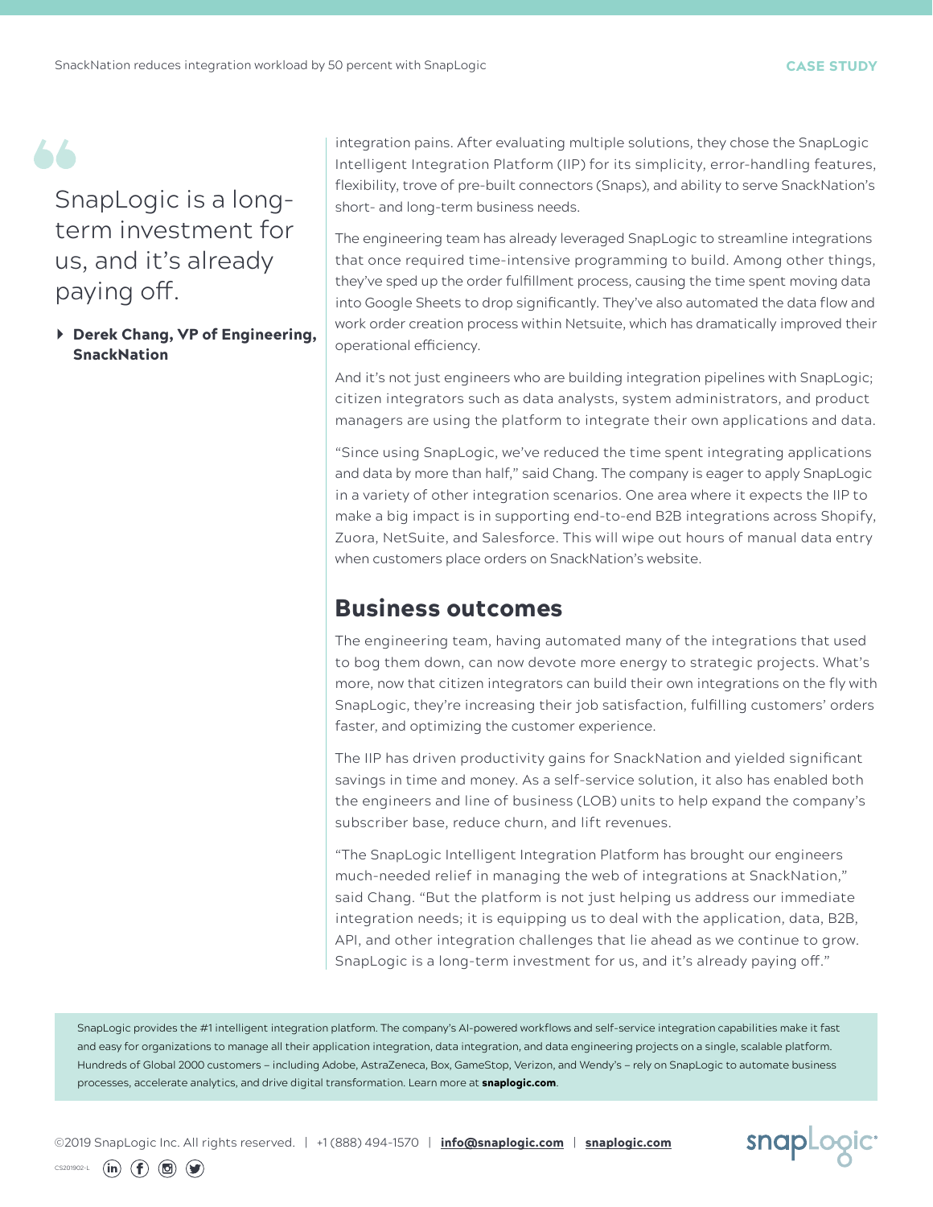> SnapLogic is a long-term investment for us, and it's already paying off.
>
> **Derek Chang, VP of Engineering, SnackNation**

integration pains. After evaluating multiple solutions, they chose the SnapLogic Intelligent Integration Platform (IIP) for its simplicity, error-handling features, flexibility, trove of pre-built connectors (Snaps), and ability to serve SnackNation's short- and long-term business needs.

The engineering team has already leveraged SnapLogic to streamline integrations that once required time-intensive programming to build. Among other things, they've sped up the order fulfillment process, causing the time spent moving data into Google Sheets to drop significantly. They've also automated the data flow and work order creation process within Netsuite, which has dramatically improved their operational efficiency.

And it's not just engineers who are building integration pipelines with SnapLogic; citizen integrators such as data analysts, system administrators, and product managers are using the platform to integrate their own applications and data.

"Since using SnapLogic, we've reduced the time spent integrating applications and data by more than half," said Chang. The company is eager to apply SnapLogic in a variety of other integration scenarios. One area where it expects the IIP to make a big impact is in supporting end-to-end B2B integrations across Shopify, Zuora, NetSuite, and Salesforce. This will wipe out hours of manual data entry when customers place orders on SnackNation's website.

## Business outcomes

The engineering team, having automated many of the integrations that used to bog them down, can now devote more energy to strategic projects. What's more, now that citizen integrators can build their own integrations on the fly with SnapLogic, they're increasing their job satisfaction, fulfilling customers' orders faster, and optimizing the customer experience.

The IIP has driven productivity gains for SnackNation and yielded significant savings in time and money. As a self-service solution, it also has enabled both the engineers and line of business (LOB) units to help expand the company's subscriber base, reduce churn, and lift revenues.

"The SnapLogic Intelligent Integration Platform has brought our engineers much-needed relief in managing the web of integrations at SnackNation," said Chang. "But the platform is not just helping us address our immediate integration needs; it is equipping us to deal with the application, data, B2B, API, and other integration challenges that lie ahead as we continue to grow. SnapLogic is a long-term investment for us, and it's already paying off."

SnapLogic provides the #1 intelligent integration platform. The company's AI-powered workflows and self-service integration capabilities make it fast and easy for organizations to manage all their application integration, data integration, and data engineering projects on a single, scalable platform. Hundreds of Global 2000 customers – including Adobe, AstraZeneca, Box, GameStop, Verizon, and Wendy's – rely on SnapLogic to automate business processes, accelerate analytics, and drive digital transformation. Learn more at **snaplogic.com**.

©2019 SnapLogic Inc. All rights reserved. | +1 (888) 494-1570 | **info@snaplogic.com** | **snaplogic.com**

CS201902-L